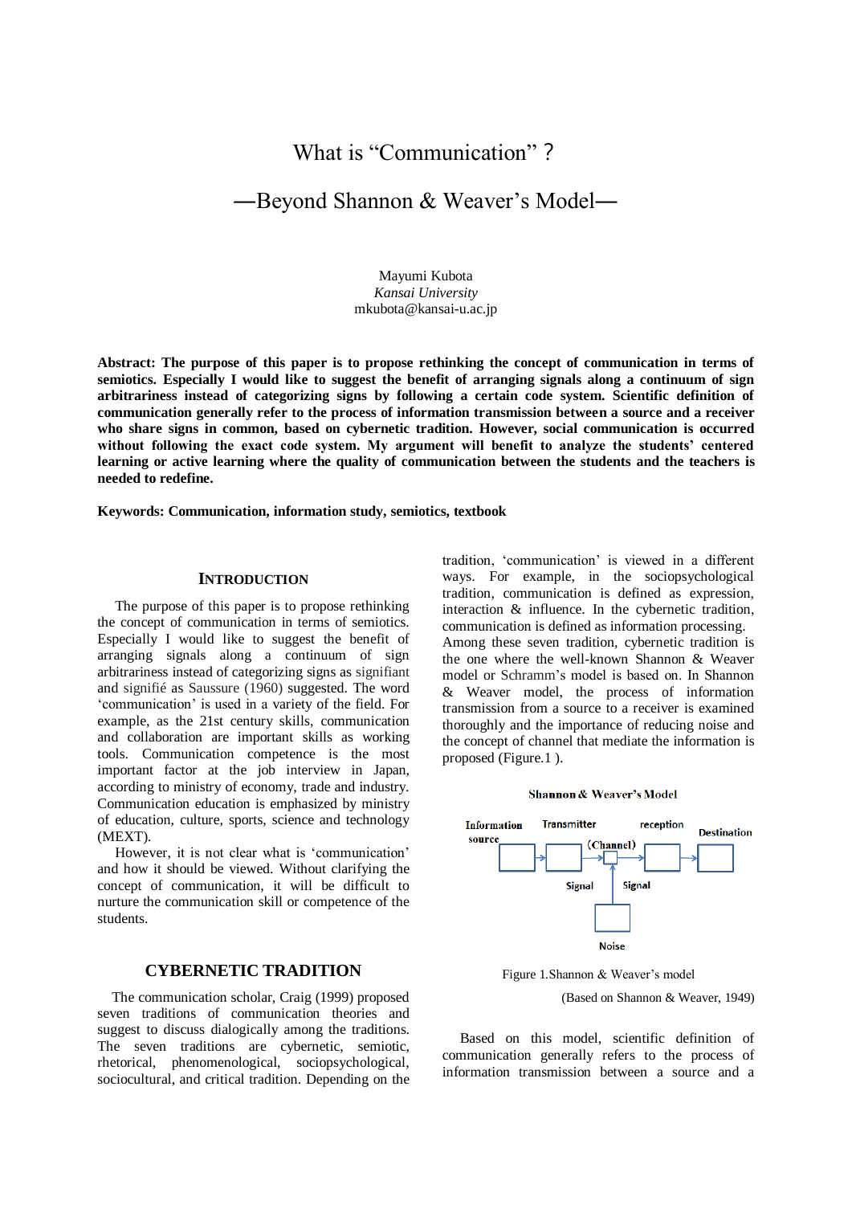# What is "Communication" ?

## —Beyond Shannon & Weaver's Model—

Mayumi Kubota
*Kansai University*
mkubota@kansai-u.ac.jp

**Abstract: The purpose of this paper is to propose rethinking the concept of communication in terms of semiotics. Especially I would like to suggest the benefit of arranging signals along a continuum of sign arbitrariness instead of categorizing signs by following a certain code system. Scientific definition of communication generally refer to the process of information transmission between a source and a receiver who share signs in common, based on cybernetic tradition. However, social communication is occurred without following the exact code system. My argument will benefit to analyze the students' centered learning or active learning where the quality of communication between the students and the teachers is needed to redefine.**

**Keywords: Communication, information study, semiotics, textbook**

### INTRODUCTION

The purpose of this paper is to propose rethinking the concept of communication in terms of semiotics. Especially I would like to suggest the benefit of arranging signals along a continuum of sign arbitrariness instead of categorizing signs as signifiant and signifié as Saussure (1960) suggested. The word 'communication' is used in a variety of the field. For example, as the 21st century skills, communication and collaboration are important skills as working tools. Communication competence is the most important factor at the job interview in Japan, according to ministry of economy, trade and industry. Communication education is emphasized by ministry of education, culture, sports, science and technology (MEXT).

However, it is not clear what is 'communication' and how it should be viewed. Without clarifying the concept of communication, it will be difficult to nurture the communication skill or competence of the students.

### CYBERNETIC TRADITION

The communication scholar, Craig (1999) proposed seven traditions of communication theories and suggest to discuss dialogically among the traditions. The seven traditions are cybernetic, semiotic, rhetorical, phenomenological, sociopsychological, sociocultural, and critical tradition. Depending on the tradition, 'communication' is viewed in a different ways. For example, in the sociopsychological tradition, communication is defined as expression, interaction & influence. In the cybernetic tradition, communication is defined as information processing. Among these seven tradition, cybernetic tradition is the one where the well-known Shannon & Weaver model or Schramm's model is based on. In Shannon & Weaver model, the process of information transmission from a source to a receiver is examined thoroughly and the importance of reducing noise and the concept of channel that mediate the information is proposed (Figure.1 ).

Shannon & Weaver's Model

Information source → Transmitter → Signal → (Channel) → Signal → reception → Destination; Noise → (Channel)

Figure 1.Shannon & Weaver's model

(Based on Shannon & Weaver, 1949)

Based on this model, scientific definition of communication generally refers to the process of information transmission between a source and a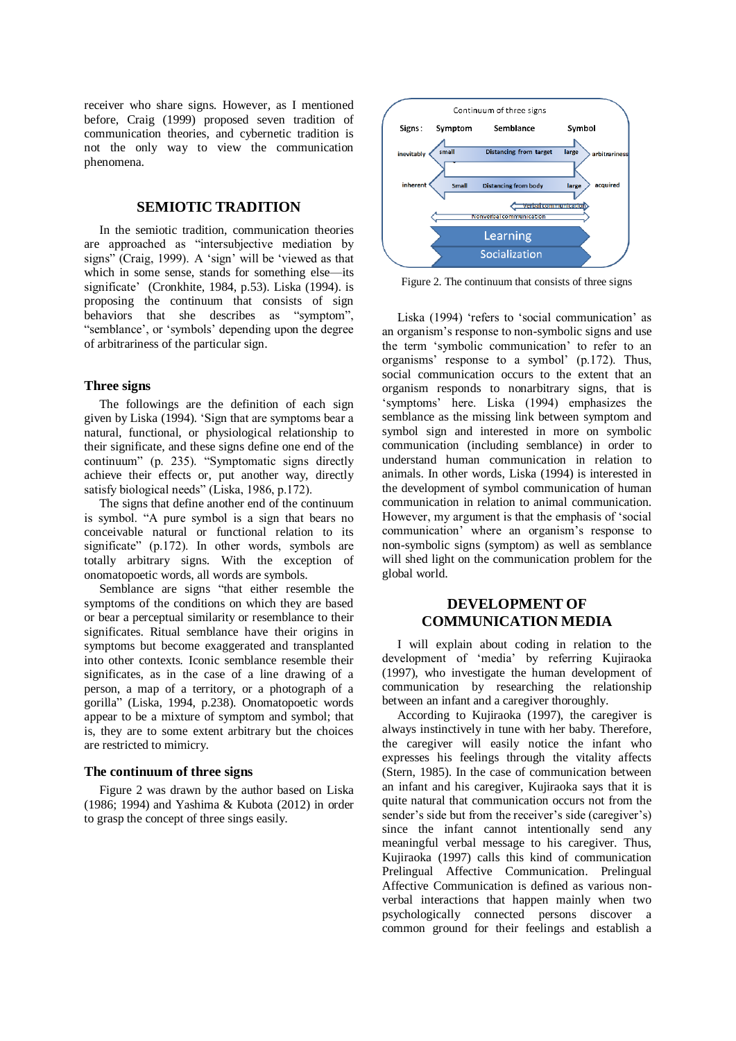receiver who share signs. However, as I mentioned before, Craig (1999) proposed seven tradition of communication theories, and cybernetic tradition is not the only way to view the communication phenomena.

## SEMIOTIC TRADITION

In the semiotic tradition, communication theories are approached as "intersubjective mediation by signs" (Craig, 1999). A 'sign' will be 'viewed as that which in some sense, stands for something else—its significate' (Cronkhite, 1984, p.53). Liska (1994). is proposing the continuum that consists of sign behaviors that she describes as "symptom", "semblance", or 'symbols' depending upon the degree of arbitrariness of the particular sign.

### Three signs

The followings are the definition of each sign given by Liska (1994). 'Sign that are symptoms bear a natural, functional, or physiological relationship to their significate, and these signs define one end of the continuum" (p. 235). "Symptomatic signs directly achieve their effects or, put another way, directly satisfy biological needs" (Liska, 1986, p.172).

The signs that define another end of the continuum is symbol. "A pure symbol is a sign that bears no conceivable natural or functional relation to its significate" (p.172). In other words, symbols are totally arbitrary signs. With the exception of onomatopoetic words, all words are symbols.

Semblance are signs "that either resemble the symptoms of the conditions on which they are based or bear a perceptual similarity or resemblance to their significates. Ritual semblance have their origins in symptoms but become exaggerated and transplanted into other contexts. Iconic semblance resemble their significates, as in the case of a line drawing of a person, a map of a territory, or a photograph of a gorilla" (Liska, 1994, p.238). Onomatopoetic words appear to be a mixture of symptom and symbol; that is, they are to some extent arbitrary but the choices are restricted to mimicry.

### The continuum of three signs

Figure 2 was drawn by the author based on Liska (1986; 1994) and Yashima & Kubota (2012) in order to grasp the concept of three sings easily.

Continuum of three signs

Signs: Symptom Semblance Symbol

inevitably — small — Distancing from target — large — arbitrariness

inherent — Small — Distancing from body — large — acquired

Verbal communication

Nonverbal communication

Learning

Socialization

Figure 2. The continuum that consists of three signs

Liska (1994) 'refers to 'social communication' as an organism's response to non-symbolic signs and use the term 'symbolic communication' to refer to an organisms' response to a symbol' (p.172). Thus, social communication occurs to the extent that an organism responds to nonarbitrary signs, that is 'symptoms' here. Liska (1994) emphasizes the semblance as the missing link between symptom and symbol sign and interested in more on symbolic communication (including semblance) in order to understand human communication in relation to animals. In other words, Liska (1994) is interested in the development of symbol communication of human communication in relation to animal communication. However, my argument is that the emphasis of 'social communication' where an organism's response to non-symbolic signs (symptom) as well as semblance will shed light on the communication problem for the global world.

## DEVELOPMENT OF COMMUNICATION MEDIA

I will explain about coding in relation to the development of 'media' by referring Kujiraoka (1997), who investigate the human development of communication by researching the relationship between an infant and a caregiver thoroughly.

According to Kujiraoka (1997), the caregiver is always instinctively in tune with her baby. Therefore, the caregiver will easily notice the infant who expresses his feelings through the vitality affects (Stern, 1985). In the case of communication between an infant and his caregiver, Kujiraoka says that it is quite natural that communication occurs not from the sender's side but from the receiver's side (caregiver's) since the infant cannot intentionally send any meaningful verbal message to his caregiver. Thus, Kujiraoka (1997) calls this kind of communication Prelingual Affective Communication. Prelingual Affective Communication is defined as various non-verbal interactions that happen mainly when two psychologically connected persons discover a common ground for their feelings and establish a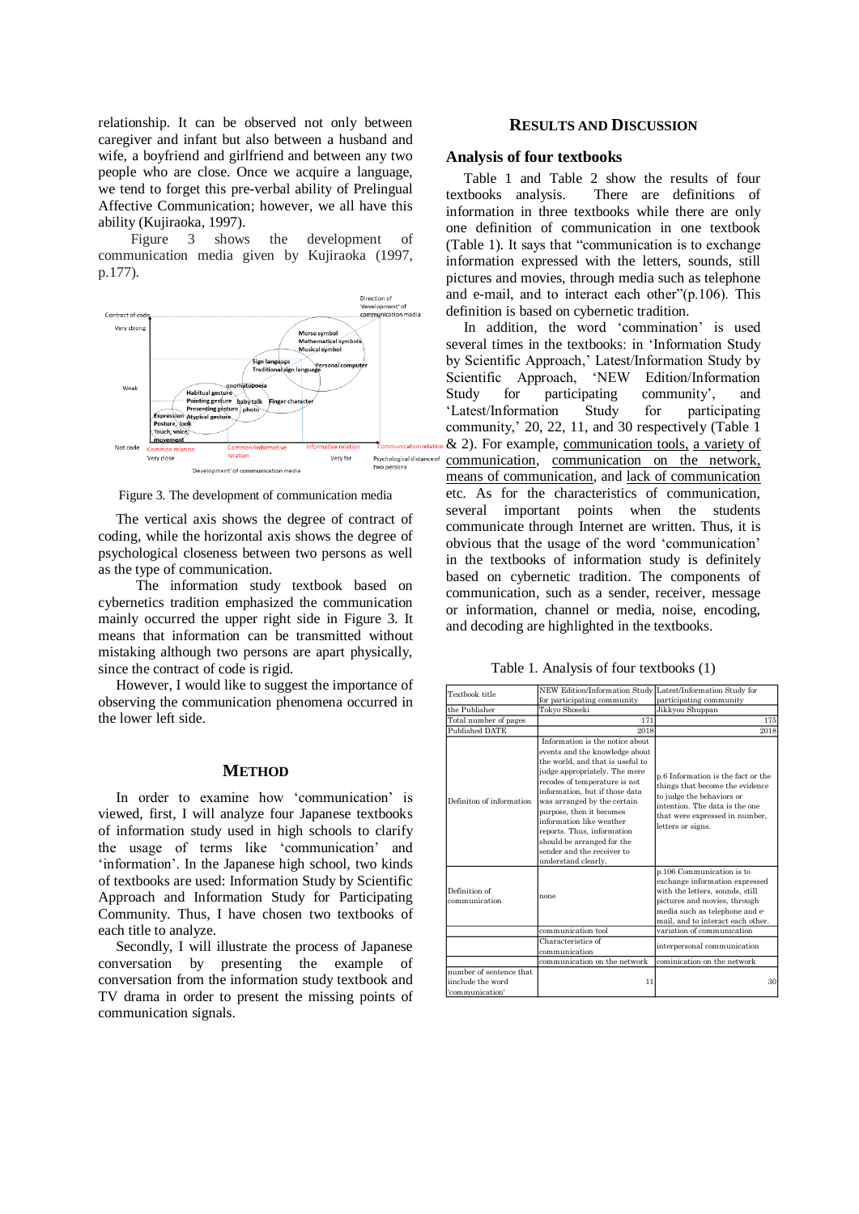relationship. It can be observed not only between caregiver and infant but also between a husband and wife, a boyfriend and girlfriend and between any two people who are close. Once we acquire a language, we tend to forget this pre-verbal ability of Prelingual Affective Communication; however, we all have this ability (Kujiraoka, 1997).

Figure 3 shows the development of communication media given by Kujiraoka (1997, p.177).

Figure 3. The development of communication media

The vertical axis shows the degree of contract of coding, while the horizontal axis shows the degree of psychological closeness between two persons as well as the type of communication.

The information study textbook based on cybernetics tradition emphasized the communication mainly occurred the upper right side in Figure 3. It means that information can be transmitted without mistaking although two persons are apart physically, since the contract of code is rigid.

However, I would like to suggest the importance of observing the communication phenomena occurred in the lower left side.

## METHOD

In order to examine how 'communication' is viewed, first, I will analyze four Japanese textbooks of information study used in high schools to clarify the usage of terms like 'communication' and 'information'. In the Japanese high school, two kinds of textbooks are used: Information Study by Scientific Approach and Information Study for Participating Community. Thus, I have chosen two textbooks of each title to analyze.

Secondly, I will illustrate the process of Japanese conversation by presenting the example of conversation from the information study textbook and TV drama in order to present the missing points of communication signals.

## RESULTS AND DISCUSSION

### Analysis of four textbooks

Table 1 and Table 2 show the results of four textbooks analysis. There are definitions of information in three textbooks while there are only one definition of communication in one textbook (Table 1). It says that "communication is to exchange information expressed with the letters, sounds, still pictures and movies, through media such as telephone and e-mail, and to interact each other"(p.106). This definition is based on cybernetic tradition.

In addition, the word 'commination' is used several times in the textbooks: in 'Information Study by Scientific Approach,' Latest/Information Study by Scientific Approach, 'NEW Edition/Information Study for participating community', and 'Latest/Information Study for participating community,' 20, 22, 11, and 30 respectively (Table 1 & 2). For example, communication tools, a variety of communication, communication on the network, means of communication, and lack of communication etc. As for the characteristics of communication, several important points when the students communicate through Internet are written. Thus, it is obvious that the usage of the word 'communication' in the textbooks of information study is definitely based on cybernetic tradition. The components of communication, such as a sender, receiver, message or information, channel or media, noise, encoding, and decoding are highlighted in the textbooks.

Table 1. Analysis of four textbooks (1)

| Textbook title | NEW Edition/Information Study for participating community | Latest/Information Study for participating community |
|---|---|---|
| the Publisher | Tokyo Shoseki | Jikkyou Shuppan |
| Total number of pages | 171 | 175 |
| Published DATE | 2018 | 2018 |
| Definiton of information | Information is the notice about events and the knowledge about the world, and that is useful to judge appropriately. The mere recodes of temperature is not information, but if those data was arranged by the certain purpose, then it becomes information like weather reports. Thus, information should be arranged for the sender and the receiver to understand clearly. | p.6 Information is the fact or the things that become the evidence to judge the behaviors or intention. The data is the one that were expressed in number, letters or signs. |
| Definition of communication | none | p.106 Communication is to exchange information expressed with the letters, sounds, still pictures and movies, through media such as telephone and e-mail, and to interact each other. |
| | communication tool | variation of communication |
| | Characteristics of communication | interpersonal communication |
| | communication on the network | cominication on the network |
| number of sentence that iinclude the word 'communication' | 11 | 30 |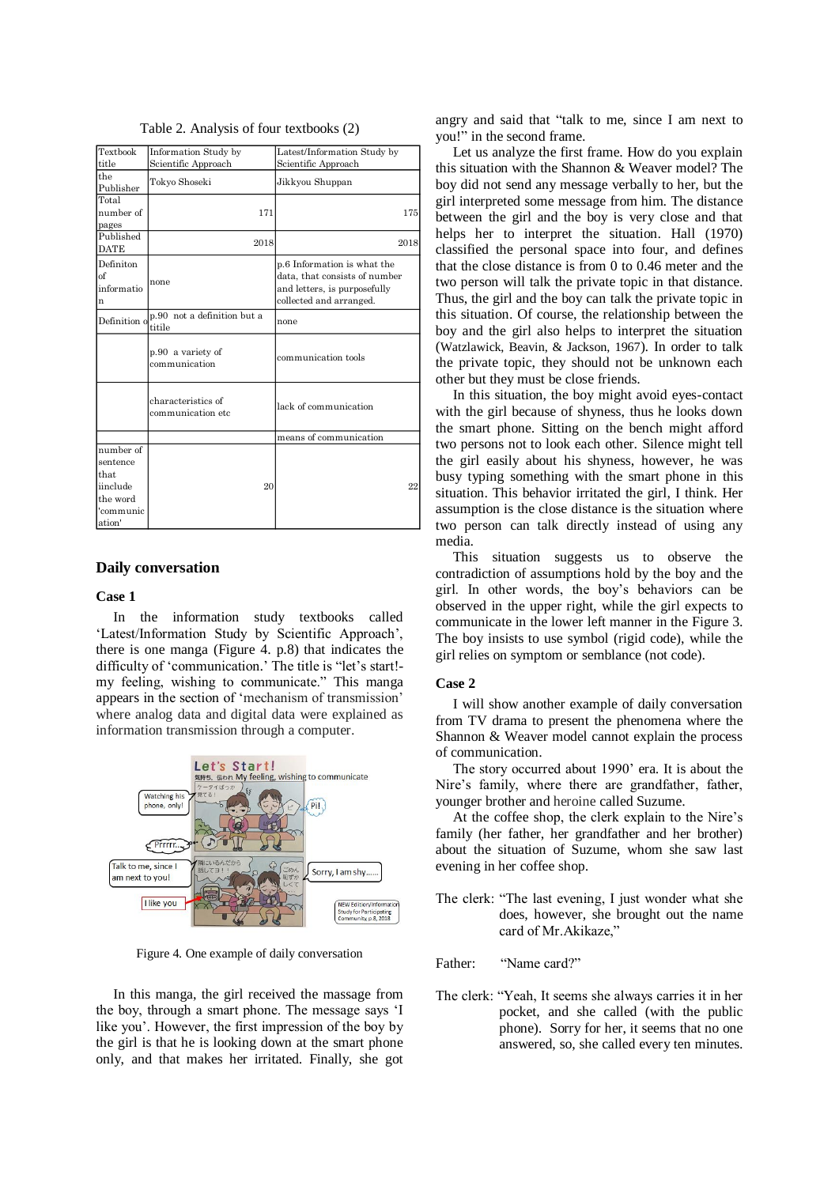Table 2. Analysis of four textbooks (2)

| Textbook title | Information Study by Scientific Approach | Latest/Information Study by Scientific Approach |
|---|---|---|
| the Publisher | Tokyo Shoseki | Jikkyou Shuppan |
| Total number of pages | 171 | 175 |
| Published DATE | 2018 | 2018 |
| Definiton of informatio n | none | p.6 Information is what the data, that consists of number and letters, is purposefully collected and arranged. |
| Definition o | p.90 not a definition but a titile | none |
| | p.90 a variety of communication | communication tools |
| | characteristics of communication etc | lack of communication |
| | | means of communication |
| number of sentence that iinclude the word 'communic ation' | 20 | 22 |

## Daily conversation

### Case 1

In the information study textbooks called 'Latest/Information Study by Scientific Approach', there is one manga (Figure 4. p.8) that indicates the difficulty of 'communication.' The title is "let's start!- my feeling, wishing to communicate." This manga appears in the section of 'mechanism of transmission' where analog data and digital data were explained as information transmission through a computer.

Figure 4. One example of daily conversation

In this manga, the girl received the massage from the boy, through a smart phone. The message says 'I like you'. However, the first impression of the boy by the girl is that he is looking down at the smart phone only, and that makes her irritated. Finally, she got angry and said that "talk to me, since I am next to you!" in the second frame.

Let us analyze the first frame. How do you explain this situation with the Shannon & Weaver model? The boy did not send any message verbally to her, but the girl interpreted some message from him. The distance between the girl and the boy is very close and that helps her to interpret the situation. Hall (1970) classified the personal space into four, and defines that the close distance is from 0 to 0.46 meter and the two person will talk the private topic in that distance. Thus, the girl and the boy can talk the private topic in this situation. Of course, the relationship between the boy and the girl also helps to interpret the situation (Watzlawick, Beavin, & Jackson, 1967). In order to talk the private topic, they should not be unknown each other but they must be close friends.

In this situation, the boy might avoid eyes-contact with the girl because of shyness, thus he looks down the smart phone. Sitting on the bench might afford two persons not to look each other. Silence might tell the girl easily about his shyness, however, he was busy typing something with the smart phone in this situation. This behavior irritated the girl, I think. Her assumption is the close distance is the situation where two person can talk directly instead of using any media.

This situation suggests us to observe the contradiction of assumptions hold by the boy and the girl. In other words, the boy's behaviors can be observed in the upper right, while the girl expects to communicate in the lower left manner in the Figure 3. The boy insists to use symbol (rigid code), while the girl relies on symptom or semblance (not code).

### Case 2

I will show another example of daily conversation from TV drama to present the phenomena where the Shannon & Weaver model cannot explain the process of communication.

The story occurred about 1990' era. It is about the Nire's family, where there are grandfather, father, younger brother and heroine called Suzume.

At the coffee shop, the clerk explain to the Nire's family (her father, her grandfather and her brother) about the situation of Suzume, whom she saw last evening in her coffee shop.

The clerk: "The last evening, I just wonder what she does, however, she brought out the name card of Mr.Akikaze,"

Father: "Name card?"

The clerk: "Yeah, It seems she always carries it in her pocket, and she called (with the public phone). Sorry for her, it seems that no one answered, so, she called every ten minutes.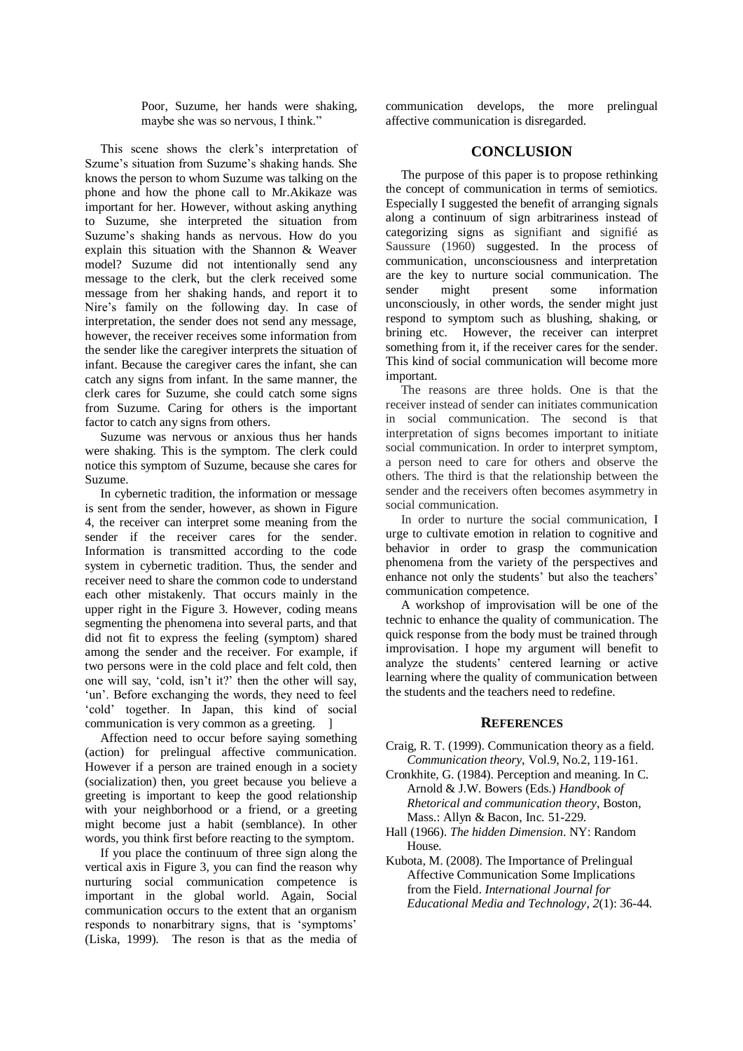Poor, Suzume, her hands were shaking, maybe she was so nervous, I think."

This scene shows the clerk's interpretation of Szume's situation from Suzume's shaking hands. She knows the person to whom Suzume was talking on the phone and how the phone call to Mr.Akikaze was important for her. However, without asking anything to Suzume, she interpreted the situation from Suzume's shaking hands as nervous. How do you explain this situation with the Shannon & Weaver model? Suzume did not intentionally send any message to the clerk, but the clerk received some message from her shaking hands, and report it to Nire's family on the following day. In case of interpretation, the sender does not send any message, however, the receiver receives some information from the sender like the caregiver interprets the situation of infant. Because the caregiver cares the infant, she can catch any signs from infant. In the same manner, the clerk cares for Suzume, she could catch some signs from Suzume. Caring for others is the important factor to catch any signs from others.

Suzume was nervous or anxious thus her hands were shaking. This is the symptom. The clerk could notice this symptom of Suzume, because she cares for Suzume.

In cybernetic tradition, the information or message is sent from the sender, however, as shown in Figure 4, the receiver can interpret some meaning from the sender if the receiver cares for the sender. Information is transmitted according to the code system in cybernetic tradition. Thus, the sender and receiver need to share the common code to understand each other mistakenly. That occurs mainly in the upper right in the Figure 3. However, coding means segmenting the phenomena into several parts, and that did not fit to express the feeling (symptom) shared among the sender and the receiver. For example, if two persons were in the cold place and felt cold, then one will say, 'cold, isn't it?' then the other will say, 'un'. Before exchanging the words, they need to feel 'cold' together. In Japan, this kind of social communication is very common as a greeting. ]

Affection need to occur before saying something (action) for prelingual affective communication. However if a person are trained enough in a society (socialization) then, you greet because you believe a greeting is important to keep the good relationship with your neighborhood or a friend, or a greeting might become just a habit (semblance). In other words, you think first before reacting to the symptom.

If you place the continuum of three sign along the vertical axis in Figure 3, you can find the reason why nurturing social communication competence is important in the global world. Again, Social communication occurs to the extent that an organism responds to nonarbitrary signs, that is 'symptoms' (Liska, 1999). The reson is that as the media of communication develops, the more prelingual affective communication is disregarded.

## CONCLUSION

The purpose of this paper is to propose rethinking the concept of communication in terms of semiotics. Especially I suggested the benefit of arranging signals along a continuum of sign arbitrariness instead of categorizing signs as signifiant and signifié as Saussure (1960) suggested. In the process of communication, unconsciousness and interpretation are the key to nurture social communication. The sender might present some information unconsciously, in other words, the sender might just respond to symptom such as blushing, shaking, or brining etc. However, the receiver can interpret something from it, if the receiver cares for the sender. This kind of social communication will become more important.

The reasons are three holds. One is that the receiver instead of sender can initiates communication in social communication. The second is that interpretation of signs becomes important to initiate social communication. In order to interpret symptom, a person need to care for others and observe the others. The third is that the relationship between the sender and the receivers often becomes asymmetry in social communication.

In order to nurture the social communication, I urge to cultivate emotion in relation to cognitive and behavior in order to grasp the communication phenomena from the variety of the perspectives and enhance not only the students' but also the teachers' communication competence.

A workshop of improvisation will be one of the technic to enhance the quality of communication. The quick response from the body must be trained through improvisation. I hope my argument will benefit to analyze the students' centered learning or active learning where the quality of communication between the students and the teachers need to redefine.

## REFERENCES

Craig, R. T. (1999). Communication theory as a field. *Communication theory*, Vol.9, No.2, 119-161.

Cronkhite, G. (1984). Perception and meaning. In C. Arnold & J.W. Bowers (Eds.) *Handbook of Rhetorical and communication theory*, Boston, Mass.: Allyn & Bacon, Inc. 51-229.

Hall (1966). *The hidden Dimension*. NY: Random House.

Kubota, M. (2008). The Importance of Prelingual Affective Communication Some Implications from the Field. *International Journal for Educational Media and Technology*, *2*(1): 36-44.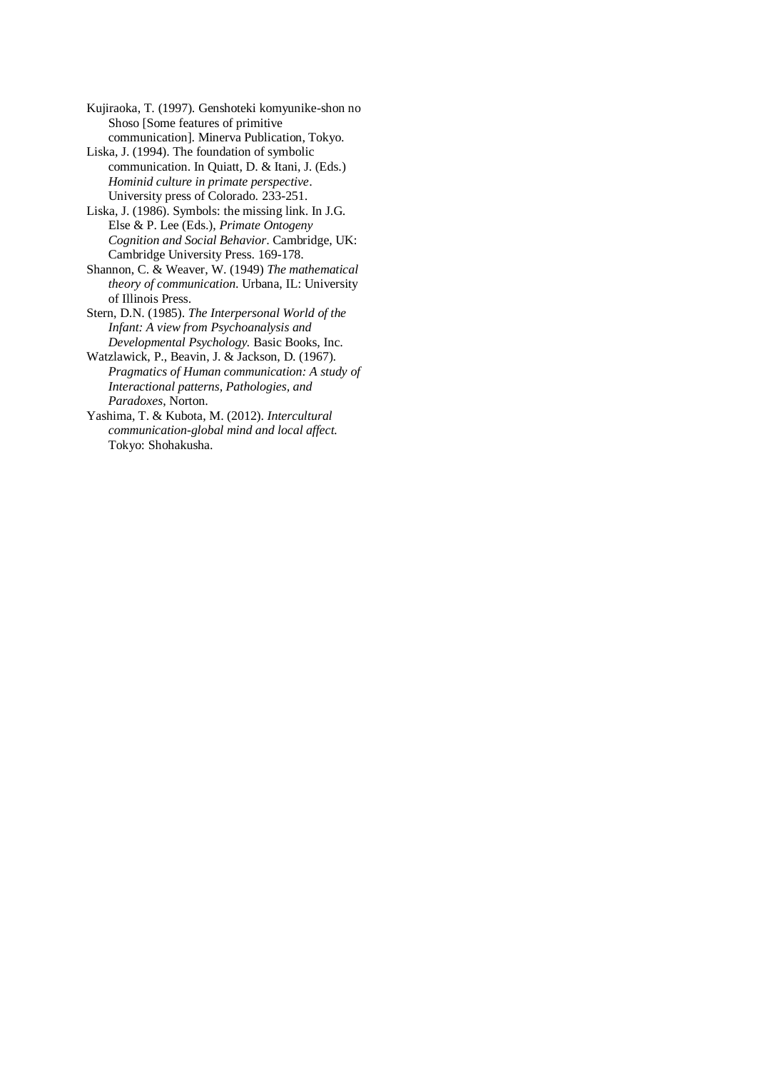Kujiraoka, T. (1997). Genshoteki komyunike-shon no Shoso [Some features of primitive communication]. Minerva Publication, Tokyo.

Liska, J. (1994). The foundation of symbolic communication. In Quiatt, D. & Itani, J. (Eds.) *Hominid culture in primate perspective*. University press of Colorado. 233-251.

Liska, J. (1986). Symbols: the missing link. In J.G. Else & P. Lee (Eds.), *Primate Ontogeny Cognition and Social Behavior*. Cambridge, UK: Cambridge University Press. 169-178.

Shannon, C. & Weaver, W. (1949) *The mathematical theory of communication*. Urbana, IL: University of Illinois Press.

Stern, D.N. (1985). *The Interpersonal World of the Infant: A view from Psychoanalysis and Developmental Psychology.* Basic Books, Inc.

Watzlawick, P., Beavin, J. & Jackson, D. (1967). *Pragmatics of Human communication: A study of Interactional patterns, Pathologies, and Paradoxes*, Norton.

Yashima, T. & Kubota, M. (2012). *Intercultural communication-global mind and local affect.* Tokyo: Shohakusha.